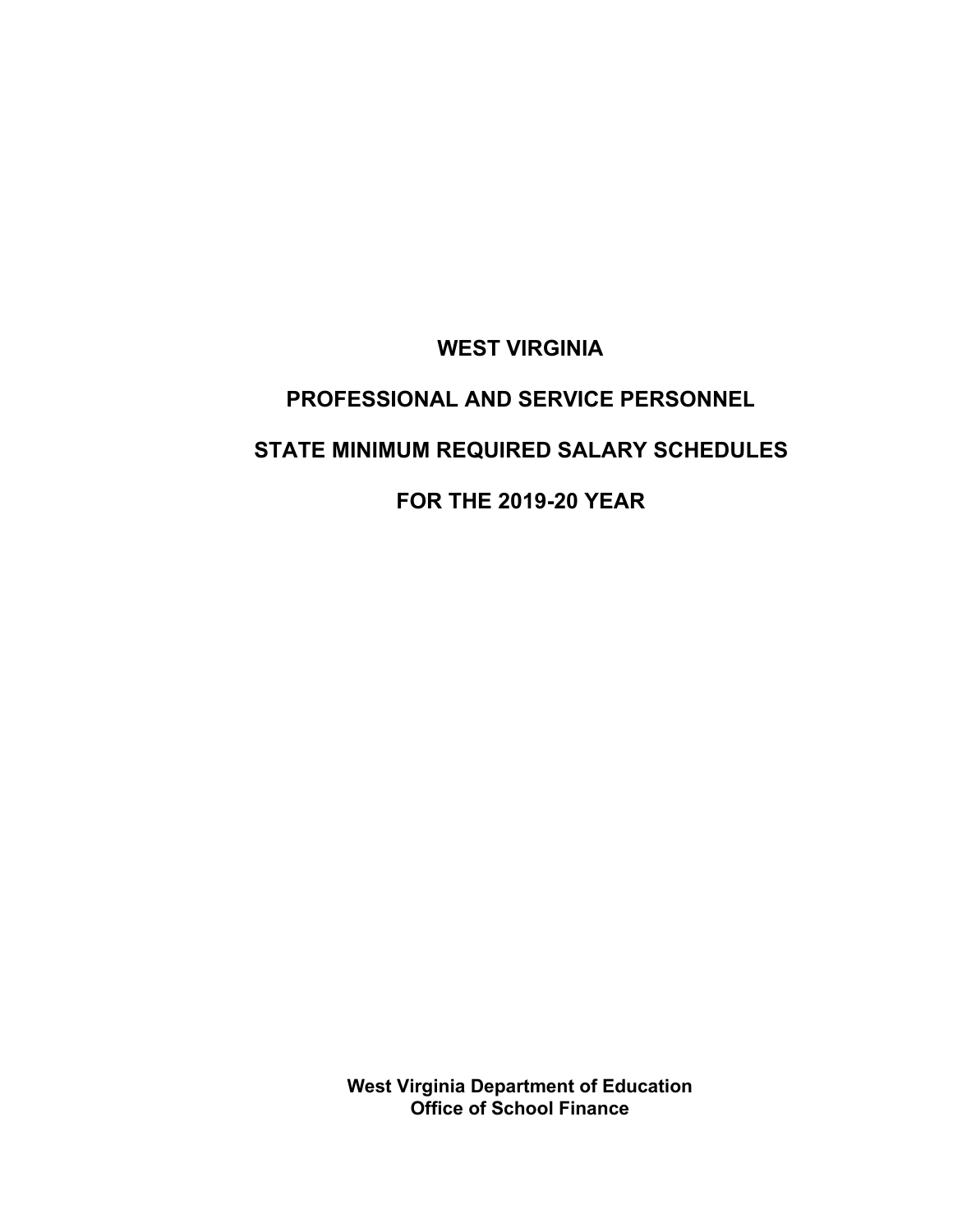# WEST VIRGINIA

# PROFESSIONAL AND SERVICE PERSONNEL

# STATE MINIMUM REQUIRED SALARY SCHEDULES

# FOR THE 2019-20 YEAR

**West Virginia Department of Education**
**Office of School Finance**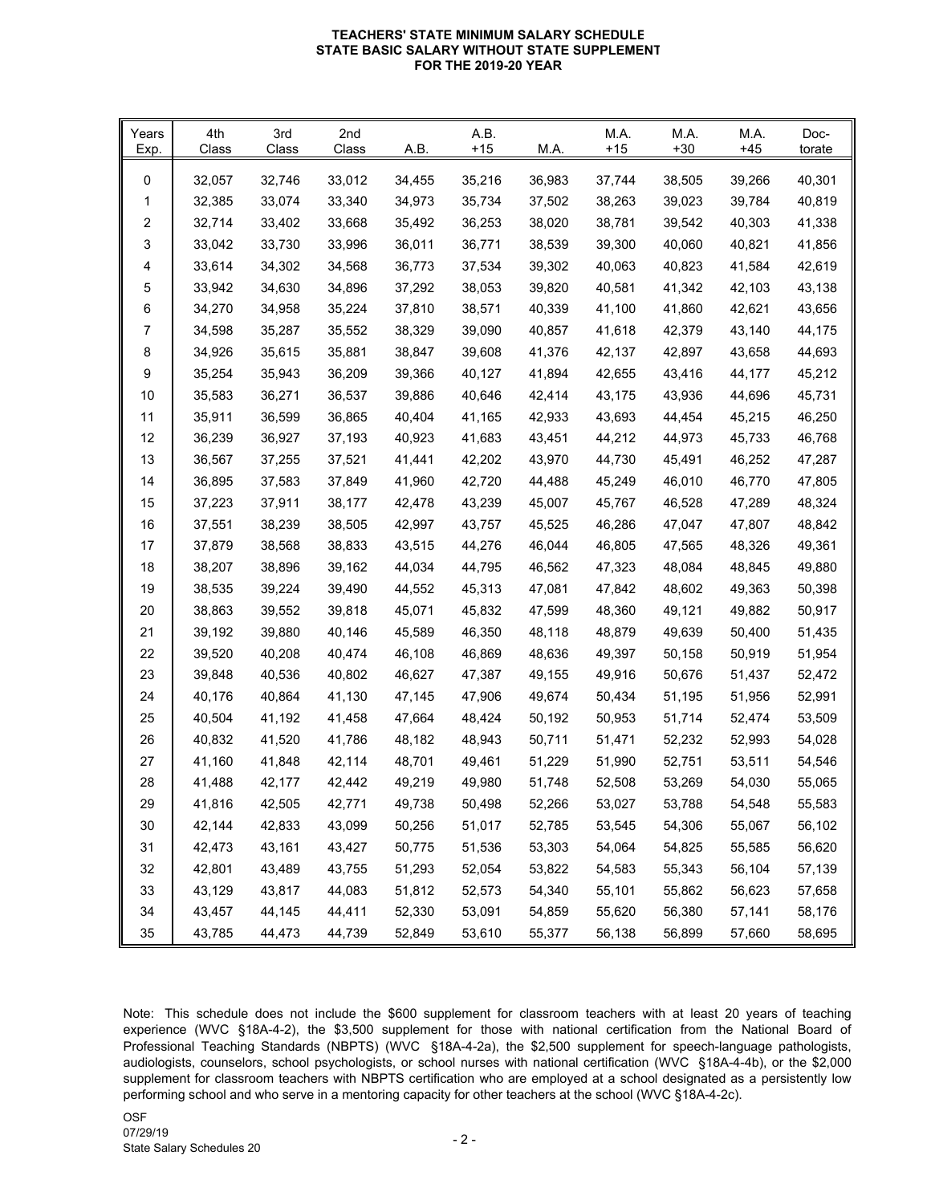# TEACHERS' STATE MINIMUM SALARY SCHEDULE
## STATE BASIC SALARY WITHOUT STATE SUPPLEMENT
## FOR THE 2019-20 YEAR

| Years Exp. | 4th Class | 3rd Class | 2nd Class | A.B. | A.B. +15 | M.A. | M.A. +15 | M.A. +30 | M.A. +45 | Doc-torate |
|---|---|---|---|---|---|---|---|---|---|---|
| 0 | 32,057 | 32,746 | 33,012 | 34,455 | 35,216 | 36,983 | 37,744 | 38,505 | 39,266 | 40,301 |
| 1 | 32,385 | 33,074 | 33,340 | 34,973 | 35,734 | 37,502 | 38,263 | 39,023 | 39,784 | 40,819 |
| 2 | 32,714 | 33,402 | 33,668 | 35,492 | 36,253 | 38,020 | 38,781 | 39,542 | 40,303 | 41,338 |
| 3 | 33,042 | 33,730 | 33,996 | 36,011 | 36,771 | 38,539 | 39,300 | 40,060 | 40,821 | 41,856 |
| 4 | 33,614 | 34,302 | 34,568 | 36,773 | 37,534 | 39,302 | 40,063 | 40,823 | 41,584 | 42,619 |
| 5 | 33,942 | 34,630 | 34,896 | 37,292 | 38,053 | 39,820 | 40,581 | 41,342 | 42,103 | 43,138 |
| 6 | 34,270 | 34,958 | 35,224 | 37,810 | 38,571 | 40,339 | 41,100 | 41,860 | 42,621 | 43,656 |
| 7 | 34,598 | 35,287 | 35,552 | 38,329 | 39,090 | 40,857 | 41,618 | 42,379 | 43,140 | 44,175 |
| 8 | 34,926 | 35,615 | 35,881 | 38,847 | 39,608 | 41,376 | 42,137 | 42,897 | 43,658 | 44,693 |
| 9 | 35,254 | 35,943 | 36,209 | 39,366 | 40,127 | 41,894 | 42,655 | 43,416 | 44,177 | 45,212 |
| 10 | 35,583 | 36,271 | 36,537 | 39,886 | 40,646 | 42,414 | 43,175 | 43,936 | 44,696 | 45,731 |
| 11 | 35,911 | 36,599 | 36,865 | 40,404 | 41,165 | 42,933 | 43,693 | 44,454 | 45,215 | 46,250 |
| 12 | 36,239 | 36,927 | 37,193 | 40,923 | 41,683 | 43,451 | 44,212 | 44,973 | 45,733 | 46,768 |
| 13 | 36,567 | 37,255 | 37,521 | 41,441 | 42,202 | 43,970 | 44,730 | 45,491 | 46,252 | 47,287 |
| 14 | 36,895 | 37,583 | 37,849 | 41,960 | 42,720 | 44,488 | 45,249 | 46,010 | 46,770 | 47,805 |
| 15 | 37,223 | 37,911 | 38,177 | 42,478 | 43,239 | 45,007 | 45,767 | 46,528 | 47,289 | 48,324 |
| 16 | 37,551 | 38,239 | 38,505 | 42,997 | 43,757 | 45,525 | 46,286 | 47,047 | 47,807 | 48,842 |
| 17 | 37,879 | 38,568 | 38,833 | 43,515 | 44,276 | 46,044 | 46,805 | 47,565 | 48,326 | 49,361 |
| 18 | 38,207 | 38,896 | 39,162 | 44,034 | 44,795 | 46,562 | 47,323 | 48,084 | 48,845 | 49,880 |
| 19 | 38,535 | 39,224 | 39,490 | 44,552 | 45,313 | 47,081 | 47,842 | 48,602 | 49,363 | 50,398 |
| 20 | 38,863 | 39,552 | 39,818 | 45,071 | 45,832 | 47,599 | 48,360 | 49,121 | 49,882 | 50,917 |
| 21 | 39,192 | 39,880 | 40,146 | 45,589 | 46,350 | 48,118 | 48,879 | 49,639 | 50,400 | 51,435 |
| 22 | 39,520 | 40,208 | 40,474 | 46,108 | 46,869 | 48,636 | 49,397 | 50,158 | 50,919 | 51,954 |
| 23 | 39,848 | 40,536 | 40,802 | 46,627 | 47,387 | 49,155 | 49,916 | 50,676 | 51,437 | 52,472 |
| 24 | 40,176 | 40,864 | 41,130 | 47,145 | 47,906 | 49,674 | 50,434 | 51,195 | 51,956 | 52,991 |
| 25 | 40,504 | 41,192 | 41,458 | 47,664 | 48,424 | 50,192 | 50,953 | 51,714 | 52,474 | 53,509 |
| 26 | 40,832 | 41,520 | 41,786 | 48,182 | 48,943 | 50,711 | 51,471 | 52,232 | 52,993 | 54,028 |
| 27 | 41,160 | 41,848 | 42,114 | 48,701 | 49,461 | 51,229 | 51,990 | 52,751 | 53,511 | 54,546 |
| 28 | 41,488 | 42,177 | 42,442 | 49,219 | 49,980 | 51,748 | 52,508 | 53,269 | 54,030 | 55,065 |
| 29 | 41,816 | 42,505 | 42,771 | 49,738 | 50,498 | 52,266 | 53,027 | 53,788 | 54,548 | 55,583 |
| 30 | 42,144 | 42,833 | 43,099 | 50,256 | 51,017 | 52,785 | 53,545 | 54,306 | 55,067 | 56,102 |
| 31 | 42,473 | 43,161 | 43,427 | 50,775 | 51,536 | 53,303 | 54,064 | 54,825 | 55,585 | 56,620 |
| 32 | 42,801 | 43,489 | 43,755 | 51,293 | 52,054 | 53,822 | 54,583 | 55,343 | 56,104 | 57,139 |
| 33 | 43,129 | 43,817 | 44,083 | 51,812 | 52,573 | 54,340 | 55,101 | 55,862 | 56,623 | 57,658 |
| 34 | 43,457 | 44,145 | 44,411 | 52,330 | 53,091 | 54,859 | 55,620 | 56,380 | 57,141 | 58,176 |
| 35 | 43,785 | 44,473 | 44,739 | 52,849 | 53,610 | 55,377 | 56,138 | 56,899 | 57,660 | 58,695 |

Note: This schedule does not include the $600 supplement for classroom teachers with at least 20 years of teaching experience (WVC §18A-4-2), the $3,500 supplement for those with national certification from the National Board of Professional Teaching Standards (NBPTS) (WVC §18A-4-2a), the $2,500 supplement for speech-language pathologists, audiologists, counselors, school psychologists, or school nurses with national certification (WVC §18A-4-4b), or the $2,000 supplement for classroom teachers with NBPTS certification who are employed at a school designated as a persistently low performing school and who serve in a mentoring capacity for other teachers at the school (WVC §18A-4-2c).

OSF
07/29/19
State Salary Schedules 20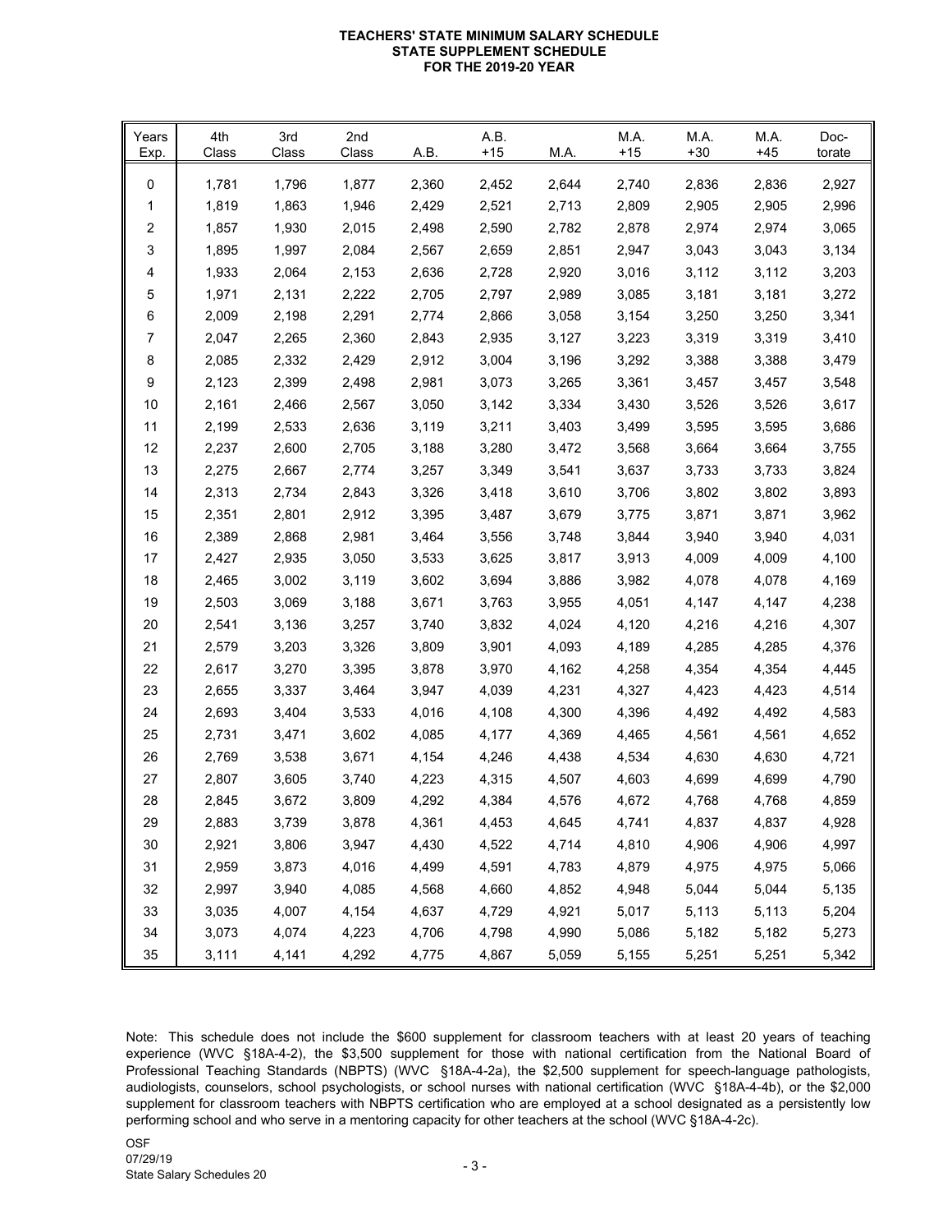**TEACHERS' STATE MINIMUM SALARY SCHEDULE**
**STATE SUPPLEMENT SCHEDULE**
**FOR THE 2019-20 YEAR**

| Years Exp. | 4th Class | 3rd Class | 2nd Class | A.B. | A.B. +15 | M.A. | M.A. +15 | M.A. +30 | M.A. +45 | Doc- torate |
|---|---|---|---|---|---|---|---|---|---|---|
| 0 | 1,781 | 1,796 | 1,877 | 2,360 | 2,452 | 2,644 | 2,740 | 2,836 | 2,836 | 2,927 |
| 1 | 1,819 | 1,863 | 1,946 | 2,429 | 2,521 | 2,713 | 2,809 | 2,905 | 2,905 | 2,996 |
| 2 | 1,857 | 1,930 | 2,015 | 2,498 | 2,590 | 2,782 | 2,878 | 2,974 | 2,974 | 3,065 |
| 3 | 1,895 | 1,997 | 2,084 | 2,567 | 2,659 | 2,851 | 2,947 | 3,043 | 3,043 | 3,134 |
| 4 | 1,933 | 2,064 | 2,153 | 2,636 | 2,728 | 2,920 | 3,016 | 3,112 | 3,112 | 3,203 |
| 5 | 1,971 | 2,131 | 2,222 | 2,705 | 2,797 | 2,989 | 3,085 | 3,181 | 3,181 | 3,272 |
| 6 | 2,009 | 2,198 | 2,291 | 2,774 | 2,866 | 3,058 | 3,154 | 3,250 | 3,250 | 3,341 |
| 7 | 2,047 | 2,265 | 2,360 | 2,843 | 2,935 | 3,127 | 3,223 | 3,319 | 3,319 | 3,410 |
| 8 | 2,085 | 2,332 | 2,429 | 2,912 | 3,004 | 3,196 | 3,292 | 3,388 | 3,388 | 3,479 |
| 9 | 2,123 | 2,399 | 2,498 | 2,981 | 3,073 | 3,265 | 3,361 | 3,457 | 3,457 | 3,548 |
| 10 | 2,161 | 2,466 | 2,567 | 3,050 | 3,142 | 3,334 | 3,430 | 3,526 | 3,526 | 3,617 |
| 11 | 2,199 | 2,533 | 2,636 | 3,119 | 3,211 | 3,403 | 3,499 | 3,595 | 3,595 | 3,686 |
| 12 | 2,237 | 2,600 | 2,705 | 3,188 | 3,280 | 3,472 | 3,568 | 3,664 | 3,664 | 3,755 |
| 13 | 2,275 | 2,667 | 2,774 | 3,257 | 3,349 | 3,541 | 3,637 | 3,733 | 3,733 | 3,824 |
| 14 | 2,313 | 2,734 | 2,843 | 3,326 | 3,418 | 3,610 | 3,706 | 3,802 | 3,802 | 3,893 |
| 15 | 2,351 | 2,801 | 2,912 | 3,395 | 3,487 | 3,679 | 3,775 | 3,871 | 3,871 | 3,962 |
| 16 | 2,389 | 2,868 | 2,981 | 3,464 | 3,556 | 3,748 | 3,844 | 3,940 | 3,940 | 4,031 |
| 17 | 2,427 | 2,935 | 3,050 | 3,533 | 3,625 | 3,817 | 3,913 | 4,009 | 4,009 | 4,100 |
| 18 | 2,465 | 3,002 | 3,119 | 3,602 | 3,694 | 3,886 | 3,982 | 4,078 | 4,078 | 4,169 |
| 19 | 2,503 | 3,069 | 3,188 | 3,671 | 3,763 | 3,955 | 4,051 | 4,147 | 4,147 | 4,238 |
| 20 | 2,541 | 3,136 | 3,257 | 3,740 | 3,832 | 4,024 | 4,120 | 4,216 | 4,216 | 4,307 |
| 21 | 2,579 | 3,203 | 3,326 | 3,809 | 3,901 | 4,093 | 4,189 | 4,285 | 4,285 | 4,376 |
| 22 | 2,617 | 3,270 | 3,395 | 3,878 | 3,970 | 4,162 | 4,258 | 4,354 | 4,354 | 4,445 |
| 23 | 2,655 | 3,337 | 3,464 | 3,947 | 4,039 | 4,231 | 4,327 | 4,423 | 4,423 | 4,514 |
| 24 | 2,693 | 3,404 | 3,533 | 4,016 | 4,108 | 4,300 | 4,396 | 4,492 | 4,492 | 4,583 |
| 25 | 2,731 | 3,471 | 3,602 | 4,085 | 4,177 | 4,369 | 4,465 | 4,561 | 4,561 | 4,652 |
| 26 | 2,769 | 3,538 | 3,671 | 4,154 | 4,246 | 4,438 | 4,534 | 4,630 | 4,630 | 4,721 |
| 27 | 2,807 | 3,605 | 3,740 | 4,223 | 4,315 | 4,507 | 4,603 | 4,699 | 4,699 | 4,790 |
| 28 | 2,845 | 3,672 | 3,809 | 4,292 | 4,384 | 4,576 | 4,672 | 4,768 | 4,768 | 4,859 |
| 29 | 2,883 | 3,739 | 3,878 | 4,361 | 4,453 | 4,645 | 4,741 | 4,837 | 4,837 | 4,928 |
| 30 | 2,921 | 3,806 | 3,947 | 4,430 | 4,522 | 4,714 | 4,810 | 4,906 | 4,906 | 4,997 |
| 31 | 2,959 | 3,873 | 4,016 | 4,499 | 4,591 | 4,783 | 4,879 | 4,975 | 4,975 | 5,066 |
| 32 | 2,997 | 3,940 | 4,085 | 4,568 | 4,660 | 4,852 | 4,948 | 5,044 | 5,044 | 5,135 |
| 33 | 3,035 | 4,007 | 4,154 | 4,637 | 4,729 | 4,921 | 5,017 | 5,113 | 5,113 | 5,204 |
| 34 | 3,073 | 4,074 | 4,223 | 4,706 | 4,798 | 4,990 | 5,086 | 5,182 | 5,182 | 5,273 |
| 35 | 3,111 | 4,141 | 4,292 | 4,775 | 4,867 | 5,059 | 5,155 | 5,251 | 5,251 | 5,342 |

Note: This schedule does not include the $600 supplement for classroom teachers with at least 20 years of teaching experience (WVC §18A-4-2), the $3,500 supplement for those with national certification from the National Board of Professional Teaching Standards (NBPTS) (WVC §18A-4-2a), the $2,500 supplement for speech-language pathologists, audiologists, counselors, school psychologists, or school nurses with national certification (WVC §18A-4-4b), or the $2,000 supplement for classroom teachers with NBPTS certification who are employed at a school designated as a persistently low performing school and who serve in a mentoring capacity for other teachers at the school (WVC §18A-4-2c).

OSF
07/29/19
State Salary Schedules 20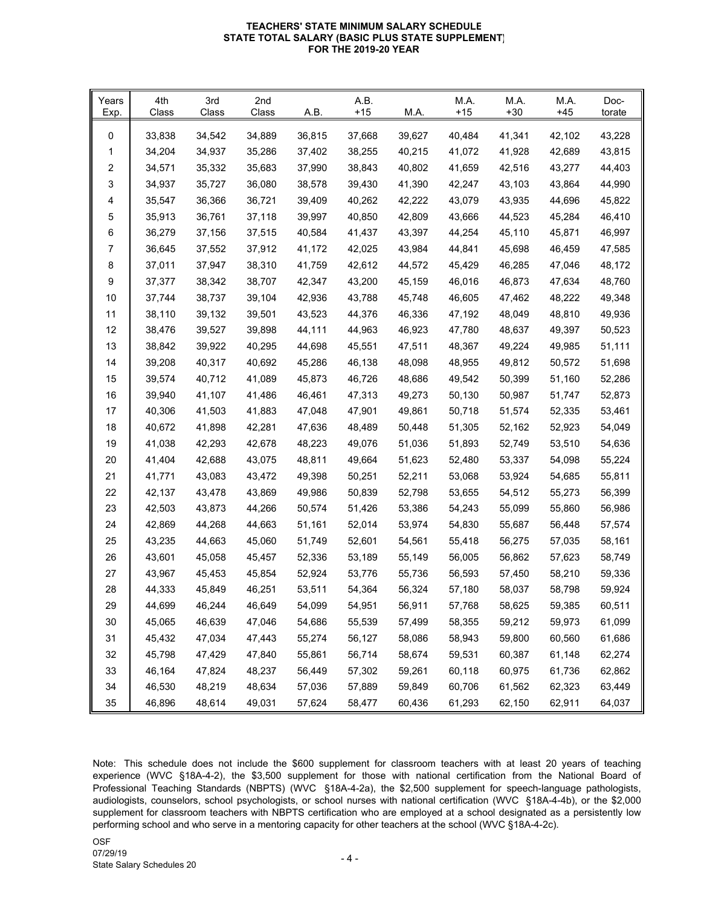# TEACHERS' STATE MINIMUM SALARY SCHEDULE
## STATE TOTAL SALARY (BASIC PLUS STATE SUPPLEMENT)
## FOR THE 2019-20 YEAR

| Years Exp. | 4th Class | 3rd Class | 2nd Class | A.B. | A.B. +15 | M.A. | M.A. +15 | M.A. +30 | M.A. +45 | Doc-torate |
|---|---|---|---|---|---|---|---|---|---|---|
| 0 | 33,838 | 34,542 | 34,889 | 36,815 | 37,668 | 39,627 | 40,484 | 41,341 | 42,102 | 43,228 |
| 1 | 34,204 | 34,937 | 35,286 | 37,402 | 38,255 | 40,215 | 41,072 | 41,928 | 42,689 | 43,815 |
| 2 | 34,571 | 35,332 | 35,683 | 37,990 | 38,843 | 40,802 | 41,659 | 42,516 | 43,277 | 44,403 |
| 3 | 34,937 | 35,727 | 36,080 | 38,578 | 39,430 | 41,390 | 42,247 | 43,103 | 43,864 | 44,990 |
| 4 | 35,547 | 36,366 | 36,721 | 39,409 | 40,262 | 42,222 | 43,079 | 43,935 | 44,696 | 45,822 |
| 5 | 35,913 | 36,761 | 37,118 | 39,997 | 40,850 | 42,809 | 43,666 | 44,523 | 45,284 | 46,410 |
| 6 | 36,279 | 37,156 | 37,515 | 40,584 | 41,437 | 43,397 | 44,254 | 45,110 | 45,871 | 46,997 |
| 7 | 36,645 | 37,552 | 37,912 | 41,172 | 42,025 | 43,984 | 44,841 | 45,698 | 46,459 | 47,585 |
| 8 | 37,011 | 37,947 | 38,310 | 41,759 | 42,612 | 44,572 | 45,429 | 46,285 | 47,046 | 48,172 |
| 9 | 37,377 | 38,342 | 38,707 | 42,347 | 43,200 | 45,159 | 46,016 | 46,873 | 47,634 | 48,760 |
| 10 | 37,744 | 38,737 | 39,104 | 42,936 | 43,788 | 45,748 | 46,605 | 47,462 | 48,222 | 49,348 |
| 11 | 38,110 | 39,132 | 39,501 | 43,523 | 44,376 | 46,336 | 47,192 | 48,049 | 48,810 | 49,936 |
| 12 | 38,476 | 39,527 | 39,898 | 44,111 | 44,963 | 46,923 | 47,780 | 48,637 | 49,397 | 50,523 |
| 13 | 38,842 | 39,922 | 40,295 | 44,698 | 45,551 | 47,511 | 48,367 | 49,224 | 49,985 | 51,111 |
| 14 | 39,208 | 40,317 | 40,692 | 45,286 | 46,138 | 48,098 | 48,955 | 49,812 | 50,572 | 51,698 |
| 15 | 39,574 | 40,712 | 41,089 | 45,873 | 46,726 | 48,686 | 49,542 | 50,399 | 51,160 | 52,286 |
| 16 | 39,940 | 41,107 | 41,486 | 46,461 | 47,313 | 49,273 | 50,130 | 50,987 | 51,747 | 52,873 |
| 17 | 40,306 | 41,503 | 41,883 | 47,048 | 47,901 | 49,861 | 50,718 | 51,574 | 52,335 | 53,461 |
| 18 | 40,672 | 41,898 | 42,281 | 47,636 | 48,489 | 50,448 | 51,305 | 52,162 | 52,923 | 54,049 |
| 19 | 41,038 | 42,293 | 42,678 | 48,223 | 49,076 | 51,036 | 51,893 | 52,749 | 53,510 | 54,636 |
| 20 | 41,404 | 42,688 | 43,075 | 48,811 | 49,664 | 51,623 | 52,480 | 53,337 | 54,098 | 55,224 |
| 21 | 41,771 | 43,083 | 43,472 | 49,398 | 50,251 | 52,211 | 53,068 | 53,924 | 54,685 | 55,811 |
| 22 | 42,137 | 43,478 | 43,869 | 49,986 | 50,839 | 52,798 | 53,655 | 54,512 | 55,273 | 56,399 |
| 23 | 42,503 | 43,873 | 44,266 | 50,574 | 51,426 | 53,386 | 54,243 | 55,099 | 55,860 | 56,986 |
| 24 | 42,869 | 44,268 | 44,663 | 51,161 | 52,014 | 53,974 | 54,830 | 55,687 | 56,448 | 57,574 |
| 25 | 43,235 | 44,663 | 45,060 | 51,749 | 52,601 | 54,561 | 55,418 | 56,275 | 57,035 | 58,161 |
| 26 | 43,601 | 45,058 | 45,457 | 52,336 | 53,189 | 55,149 | 56,005 | 56,862 | 57,623 | 58,749 |
| 27 | 43,967 | 45,453 | 45,854 | 52,924 | 53,776 | 55,736 | 56,593 | 57,450 | 58,210 | 59,336 |
| 28 | 44,333 | 45,849 | 46,251 | 53,511 | 54,364 | 56,324 | 57,180 | 58,037 | 58,798 | 59,924 |
| 29 | 44,699 | 46,244 | 46,649 | 54,099 | 54,951 | 56,911 | 57,768 | 58,625 | 59,385 | 60,511 |
| 30 | 45,065 | 46,639 | 47,046 | 54,686 | 55,539 | 57,499 | 58,355 | 59,212 | 59,973 | 61,099 |
| 31 | 45,432 | 47,034 | 47,443 | 55,274 | 56,127 | 58,086 | 58,943 | 59,800 | 60,560 | 61,686 |
| 32 | 45,798 | 47,429 | 47,840 | 55,861 | 56,714 | 58,674 | 59,531 | 60,387 | 61,148 | 62,274 |
| 33 | 46,164 | 47,824 | 48,237 | 56,449 | 57,302 | 59,261 | 60,118 | 60,975 | 61,736 | 62,862 |
| 34 | 46,530 | 48,219 | 48,634 | 57,036 | 57,889 | 59,849 | 60,706 | 61,562 | 62,323 | 63,449 |
| 35 | 46,896 | 48,614 | 49,031 | 57,624 | 58,477 | 60,436 | 61,293 | 62,150 | 62,911 | 64,037 |

Note: This schedule does not include the $600 supplement for classroom teachers with at least 20 years of teaching experience (WVC §18A-4-2), the $3,500 supplement for those with national certification from the National Board of Professional Teaching Standards (NBPTS) (WVC §18A-4-2a), the $2,500 supplement for speech-language pathologists, audiologists, counselors, school psychologists, or school nurses with national certification (WVC §18A-4-4b), or the $2,000 supplement for classroom teachers with NBPTS certification who are employed at a school designated as a persistently low performing school and who serve in a mentoring capacity for other teachers at the school (WVC §18A-4-2c).

OSF
07/29/19
State Salary Schedules 20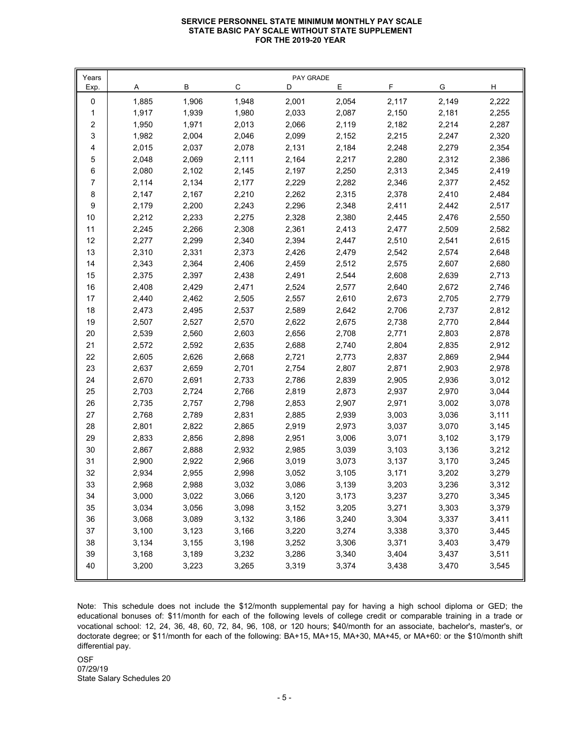**SERVICE PERSONNEL STATE MINIMUM MONTHLY PAY SCALE**
**STATE BASIC PAY SCALE WITHOUT STATE SUPPLEMENT**
**FOR THE 2019-20 YEAR**

| Years Exp. | PAY GRADE A | B | C | D | E | F | G | H |
|---|---|---|---|---|---|---|---|---|
| 0 | 1,885 | 1,906 | 1,948 | 2,001 | 2,054 | 2,117 | 2,149 | 2,222 |
| 1 | 1,917 | 1,939 | 1,980 | 2,033 | 2,087 | 2,150 | 2,181 | 2,255 |
| 2 | 1,950 | 1,971 | 2,013 | 2,066 | 2,119 | 2,182 | 2,214 | 2,287 |
| 3 | 1,982 | 2,004 | 2,046 | 2,099 | 2,152 | 2,215 | 2,247 | 2,320 |
| 4 | 2,015 | 2,037 | 2,078 | 2,131 | 2,184 | 2,248 | 2,279 | 2,354 |
| 5 | 2,048 | 2,069 | 2,111 | 2,164 | 2,217 | 2,280 | 2,312 | 2,386 |
| 6 | 2,080 | 2,102 | 2,145 | 2,197 | 2,250 | 2,313 | 2,345 | 2,419 |
| 7 | 2,114 | 2,134 | 2,177 | 2,229 | 2,282 | 2,346 | 2,377 | 2,452 |
| 8 | 2,147 | 2,167 | 2,210 | 2,262 | 2,315 | 2,378 | 2,410 | 2,484 |
| 9 | 2,179 | 2,200 | 2,243 | 2,296 | 2,348 | 2,411 | 2,442 | 2,517 |
| 10 | 2,212 | 2,233 | 2,275 | 2,328 | 2,380 | 2,445 | 2,476 | 2,550 |
| 11 | 2,245 | 2,266 | 2,308 | 2,361 | 2,413 | 2,477 | 2,509 | 2,582 |
| 12 | 2,277 | 2,299 | 2,340 | 2,394 | 2,447 | 2,510 | 2,541 | 2,615 |
| 13 | 2,310 | 2,331 | 2,373 | 2,426 | 2,479 | 2,542 | 2,574 | 2,648 |
| 14 | 2,343 | 2,364 | 2,406 | 2,459 | 2,512 | 2,575 | 2,607 | 2,680 |
| 15 | 2,375 | 2,397 | 2,438 | 2,491 | 2,544 | 2,608 | 2,639 | 2,713 |
| 16 | 2,408 | 2,429 | 2,471 | 2,524 | 2,577 | 2,640 | 2,672 | 2,746 |
| 17 | 2,440 | 2,462 | 2,505 | 2,557 | 2,610 | 2,673 | 2,705 | 2,779 |
| 18 | 2,473 | 2,495 | 2,537 | 2,589 | 2,642 | 2,706 | 2,737 | 2,812 |
| 19 | 2,507 | 2,527 | 2,570 | 2,622 | 2,675 | 2,738 | 2,770 | 2,844 |
| 20 | 2,539 | 2,560 | 2,603 | 2,656 | 2,708 | 2,771 | 2,803 | 2,878 |
| 21 | 2,572 | 2,592 | 2,635 | 2,688 | 2,740 | 2,804 | 2,835 | 2,912 |
| 22 | 2,605 | 2,626 | 2,668 | 2,721 | 2,773 | 2,837 | 2,869 | 2,944 |
| 23 | 2,637 | 2,659 | 2,701 | 2,754 | 2,807 | 2,871 | 2,903 | 2,978 |
| 24 | 2,670 | 2,691 | 2,733 | 2,786 | 2,839 | 2,905 | 2,936 | 3,012 |
| 25 | 2,703 | 2,724 | 2,766 | 2,819 | 2,873 | 2,937 | 2,970 | 3,044 |
| 26 | 2,735 | 2,757 | 2,798 | 2,853 | 2,907 | 2,971 | 3,002 | 3,078 |
| 27 | 2,768 | 2,789 | 2,831 | 2,885 | 2,939 | 3,003 | 3,036 | 3,111 |
| 28 | 2,801 | 2,822 | 2,865 | 2,919 | 2,973 | 3,037 | 3,070 | 3,145 |
| 29 | 2,833 | 2,856 | 2,898 | 2,951 | 3,006 | 3,071 | 3,102 | 3,179 |
| 30 | 2,867 | 2,888 | 2,932 | 2,985 | 3,039 | 3,103 | 3,136 | 3,212 |
| 31 | 2,900 | 2,922 | 2,966 | 3,019 | 3,073 | 3,137 | 3,170 | 3,245 |
| 32 | 2,934 | 2,955 | 2,998 | 3,052 | 3,105 | 3,171 | 3,202 | 3,279 |
| 33 | 2,968 | 2,988 | 3,032 | 3,086 | 3,139 | 3,203 | 3,236 | 3,312 |
| 34 | 3,000 | 3,022 | 3,066 | 3,120 | 3,173 | 3,237 | 3,270 | 3,345 |
| 35 | 3,034 | 3,056 | 3,098 | 3,152 | 3,205 | 3,271 | 3,303 | 3,379 |
| 36 | 3,068 | 3,089 | 3,132 | 3,186 | 3,240 | 3,304 | 3,337 | 3,411 |
| 37 | 3,100 | 3,123 | 3,166 | 3,220 | 3,274 | 3,338 | 3,370 | 3,445 |
| 38 | 3,134 | 3,155 | 3,198 | 3,252 | 3,306 | 3,371 | 3,403 | 3,479 |
| 39 | 3,168 | 3,189 | 3,232 | 3,286 | 3,340 | 3,404 | 3,437 | 3,511 |
| 40 | 3,200 | 3,223 | 3,265 | 3,319 | 3,374 | 3,438 | 3,470 | 3,545 |

Note: This schedule does not include the $12/month supplemental pay for having a high school diploma or GED; the educational bonuses of: $11/month for each of the following levels of college credit or comparable training in a trade or vocational school: 12, 24, 36, 48, 60, 72, 84, 96, 108, or 120 hours; $40/month for an associate, bachelor's, master's, or doctorate degree; or $11/month for each of the following: BA+15, MA+15, MA+30, MA+45, or MA+60: or the $10/month shift differential pay.

OSF
07/29/19
State Salary Schedules 20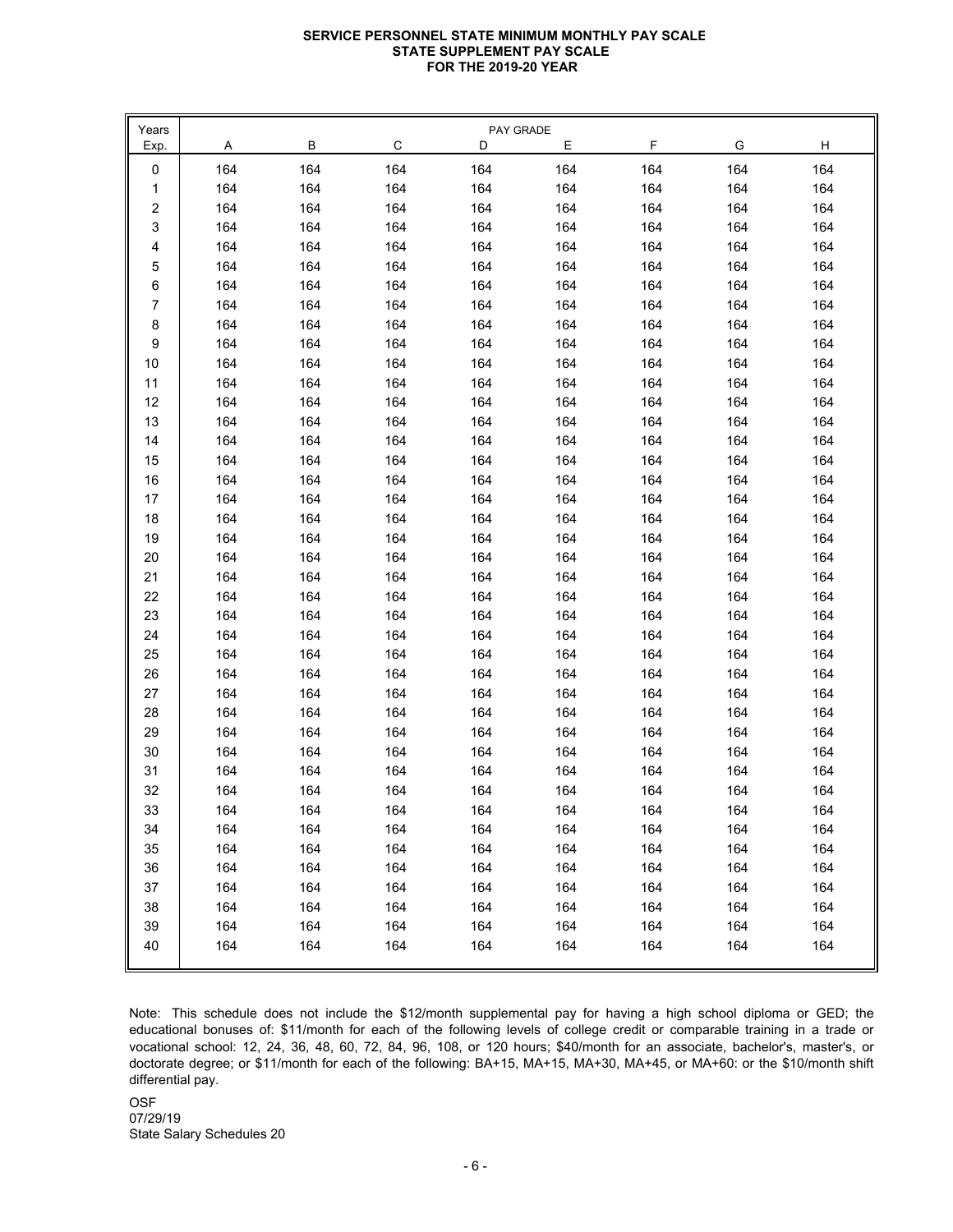**SERVICE PERSONNEL STATE MINIMUM MONTHLY PAY SCALE**
**STATE SUPPLEMENT PAY SCALE**
**FOR THE 2019-20 YEAR**

| Years Exp. | PAY GRADE A | B | C | D | E | F | G | H |
|---|---|---|---|---|---|---|---|---|
| 0 | 164 | 164 | 164 | 164 | 164 | 164 | 164 | 164 |
| 1 | 164 | 164 | 164 | 164 | 164 | 164 | 164 | 164 |
| 2 | 164 | 164 | 164 | 164 | 164 | 164 | 164 | 164 |
| 3 | 164 | 164 | 164 | 164 | 164 | 164 | 164 | 164 |
| 4 | 164 | 164 | 164 | 164 | 164 | 164 | 164 | 164 |
| 5 | 164 | 164 | 164 | 164 | 164 | 164 | 164 | 164 |
| 6 | 164 | 164 | 164 | 164 | 164 | 164 | 164 | 164 |
| 7 | 164 | 164 | 164 | 164 | 164 | 164 | 164 | 164 |
| 8 | 164 | 164 | 164 | 164 | 164 | 164 | 164 | 164 |
| 9 | 164 | 164 | 164 | 164 | 164 | 164 | 164 | 164 |
| 10 | 164 | 164 | 164 | 164 | 164 | 164 | 164 | 164 |
| 11 | 164 | 164 | 164 | 164 | 164 | 164 | 164 | 164 |
| 12 | 164 | 164 | 164 | 164 | 164 | 164 | 164 | 164 |
| 13 | 164 | 164 | 164 | 164 | 164 | 164 | 164 | 164 |
| 14 | 164 | 164 | 164 | 164 | 164 | 164 | 164 | 164 |
| 15 | 164 | 164 | 164 | 164 | 164 | 164 | 164 | 164 |
| 16 | 164 | 164 | 164 | 164 | 164 | 164 | 164 | 164 |
| 17 | 164 | 164 | 164 | 164 | 164 | 164 | 164 | 164 |
| 18 | 164 | 164 | 164 | 164 | 164 | 164 | 164 | 164 |
| 19 | 164 | 164 | 164 | 164 | 164 | 164 | 164 | 164 |
| 20 | 164 | 164 | 164 | 164 | 164 | 164 | 164 | 164 |
| 21 | 164 | 164 | 164 | 164 | 164 | 164 | 164 | 164 |
| 22 | 164 | 164 | 164 | 164 | 164 | 164 | 164 | 164 |
| 23 | 164 | 164 | 164 | 164 | 164 | 164 | 164 | 164 |
| 24 | 164 | 164 | 164 | 164 | 164 | 164 | 164 | 164 |
| 25 | 164 | 164 | 164 | 164 | 164 | 164 | 164 | 164 |
| 26 | 164 | 164 | 164 | 164 | 164 | 164 | 164 | 164 |
| 27 | 164 | 164 | 164 | 164 | 164 | 164 | 164 | 164 |
| 28 | 164 | 164 | 164 | 164 | 164 | 164 | 164 | 164 |
| 29 | 164 | 164 | 164 | 164 | 164 | 164 | 164 | 164 |
| 30 | 164 | 164 | 164 | 164 | 164 | 164 | 164 | 164 |
| 31 | 164 | 164 | 164 | 164 | 164 | 164 | 164 | 164 |
| 32 | 164 | 164 | 164 | 164 | 164 | 164 | 164 | 164 |
| 33 | 164 | 164 | 164 | 164 | 164 | 164 | 164 | 164 |
| 34 | 164 | 164 | 164 | 164 | 164 | 164 | 164 | 164 |
| 35 | 164 | 164 | 164 | 164 | 164 | 164 | 164 | 164 |
| 36 | 164 | 164 | 164 | 164 | 164 | 164 | 164 | 164 |
| 37 | 164 | 164 | 164 | 164 | 164 | 164 | 164 | 164 |
| 38 | 164 | 164 | 164 | 164 | 164 | 164 | 164 | 164 |
| 39 | 164 | 164 | 164 | 164 | 164 | 164 | 164 | 164 |
| 40 | 164 | 164 | 164 | 164 | 164 | 164 | 164 | 164 |

Note: This schedule does not include the $12/month supplemental pay for having a high school diploma or GED; the educational bonuses of: $11/month for each of the following levels of college credit or comparable training in a trade or vocational school: 12, 24, 36, 48, 60, 72, 84, 96, 108, or 120 hours; $40/month for an associate, bachelor's, master's, or doctorate degree; or $11/month for each of the following: BA+15, MA+15, MA+30, MA+45, or MA+60: or the $10/month shift differential pay.

OSF
07/29/19
State Salary Schedules 20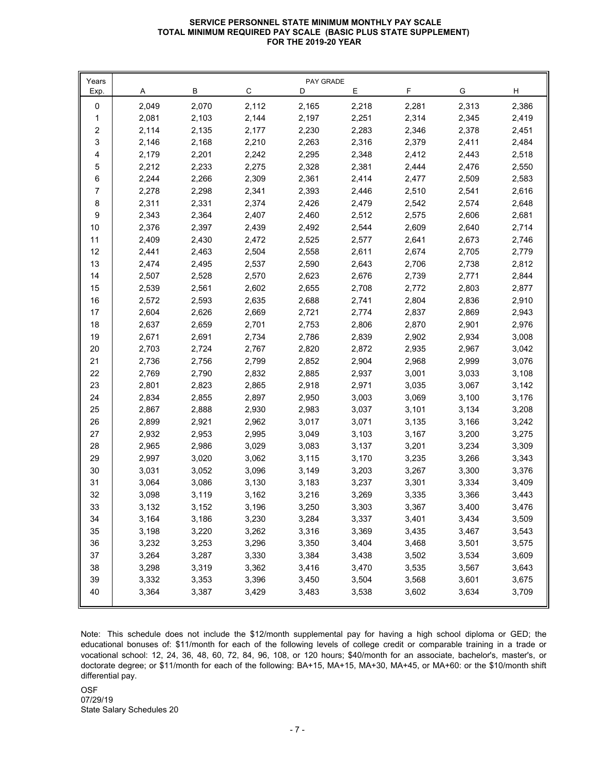**SERVICE PERSONNEL STATE MINIMUM MONTHLY PAY SCALE**
**TOTAL MINIMUM REQUIRED PAY SCALE (BASIC PLUS STATE SUPPLEMENT)**
**FOR THE 2019-20 YEAR**

| Years | PAY GRADE | | | | | | | |
|---|---|---|---|---|---|---|---|---|
| Exp. | A | B | C | D | E | F | G | H |
| 0 | 2,049 | 2,070 | 2,112 | 2,165 | 2,218 | 2,281 | 2,313 | 2,386 |
| 1 | 2,081 | 2,103 | 2,144 | 2,197 | 2,251 | 2,314 | 2,345 | 2,419 |
| 2 | 2,114 | 2,135 | 2,177 | 2,230 | 2,283 | 2,346 | 2,378 | 2,451 |
| 3 | 2,146 | 2,168 | 2,210 | 2,263 | 2,316 | 2,379 | 2,411 | 2,484 |
| 4 | 2,179 | 2,201 | 2,242 | 2,295 | 2,348 | 2,412 | 2,443 | 2,518 |
| 5 | 2,212 | 2,233 | 2,275 | 2,328 | 2,381 | 2,444 | 2,476 | 2,550 |
| 6 | 2,244 | 2,266 | 2,309 | 2,361 | 2,414 | 2,477 | 2,509 | 2,583 |
| 7 | 2,278 | 2,298 | 2,341 | 2,393 | 2,446 | 2,510 | 2,541 | 2,616 |
| 8 | 2,311 | 2,331 | 2,374 | 2,426 | 2,479 | 2,542 | 2,574 | 2,648 |
| 9 | 2,343 | 2,364 | 2,407 | 2,460 | 2,512 | 2,575 | 2,606 | 2,681 |
| 10 | 2,376 | 2,397 | 2,439 | 2,492 | 2,544 | 2,609 | 2,640 | 2,714 |
| 11 | 2,409 | 2,430 | 2,472 | 2,525 | 2,577 | 2,641 | 2,673 | 2,746 |
| 12 | 2,441 | 2,463 | 2,504 | 2,558 | 2,611 | 2,674 | 2,705 | 2,779 |
| 13 | 2,474 | 2,495 | 2,537 | 2,590 | 2,643 | 2,706 | 2,738 | 2,812 |
| 14 | 2,507 | 2,528 | 2,570 | 2,623 | 2,676 | 2,739 | 2,771 | 2,844 |
| 15 | 2,539 | 2,561 | 2,602 | 2,655 | 2,708 | 2,772 | 2,803 | 2,877 |
| 16 | 2,572 | 2,593 | 2,635 | 2,688 | 2,741 | 2,804 | 2,836 | 2,910 |
| 17 | 2,604 | 2,626 | 2,669 | 2,721 | 2,774 | 2,837 | 2,869 | 2,943 |
| 18 | 2,637 | 2,659 | 2,701 | 2,753 | 2,806 | 2,870 | 2,901 | 2,976 |
| 19 | 2,671 | 2,691 | 2,734 | 2,786 | 2,839 | 2,902 | 2,934 | 3,008 |
| 20 | 2,703 | 2,724 | 2,767 | 2,820 | 2,872 | 2,935 | 2,967 | 3,042 |
| 21 | 2,736 | 2,756 | 2,799 | 2,852 | 2,904 | 2,968 | 2,999 | 3,076 |
| 22 | 2,769 | 2,790 | 2,832 | 2,885 | 2,937 | 3,001 | 3,033 | 3,108 |
| 23 | 2,801 | 2,823 | 2,865 | 2,918 | 2,971 | 3,035 | 3,067 | 3,142 |
| 24 | 2,834 | 2,855 | 2,897 | 2,950 | 3,003 | 3,069 | 3,100 | 3,176 |
| 25 | 2,867 | 2,888 | 2,930 | 2,983 | 3,037 | 3,101 | 3,134 | 3,208 |
| 26 | 2,899 | 2,921 | 2,962 | 3,017 | 3,071 | 3,135 | 3,166 | 3,242 |
| 27 | 2,932 | 2,953 | 2,995 | 3,049 | 3,103 | 3,167 | 3,200 | 3,275 |
| 28 | 2,965 | 2,986 | 3,029 | 3,083 | 3,137 | 3,201 | 3,234 | 3,309 |
| 29 | 2,997 | 3,020 | 3,062 | 3,115 | 3,170 | 3,235 | 3,266 | 3,343 |
| 30 | 3,031 | 3,052 | 3,096 | 3,149 | 3,203 | 3,267 | 3,300 | 3,376 |
| 31 | 3,064 | 3,086 | 3,130 | 3,183 | 3,237 | 3,301 | 3,334 | 3,409 |
| 32 | 3,098 | 3,119 | 3,162 | 3,216 | 3,269 | 3,335 | 3,366 | 3,443 |
| 33 | 3,132 | 3,152 | 3,196 | 3,250 | 3,303 | 3,367 | 3,400 | 3,476 |
| 34 | 3,164 | 3,186 | 3,230 | 3,284 | 3,337 | 3,401 | 3,434 | 3,509 |
| 35 | 3,198 | 3,220 | 3,262 | 3,316 | 3,369 | 3,435 | 3,467 | 3,543 |
| 36 | 3,232 | 3,253 | 3,296 | 3,350 | 3,404 | 3,468 | 3,501 | 3,575 |
| 37 | 3,264 | 3,287 | 3,330 | 3,384 | 3,438 | 3,502 | 3,534 | 3,609 |
| 38 | 3,298 | 3,319 | 3,362 | 3,416 | 3,470 | 3,535 | 3,567 | 3,643 |
| 39 | 3,332 | 3,353 | 3,396 | 3,450 | 3,504 | 3,568 | 3,601 | 3,675 |
| 40 | 3,364 | 3,387 | 3,429 | 3,483 | 3,538 | 3,602 | 3,634 | 3,709 |

Note: This schedule does not include the $12/month supplemental pay for having a high school diploma or GED; the educational bonuses of: $11/month for each of the following levels of college credit or comparable training in a trade or vocational school: 12, 24, 36, 48, 60, 72, 84, 96, 108, or 120 hours; $40/month for an associate, bachelor's, master's, or doctorate degree; or $11/month for each of the following: BA+15, MA+15, MA+30, MA+45, or MA+60: or the $10/month shift differential pay.

OSF
07/29/19
State Salary Schedules 20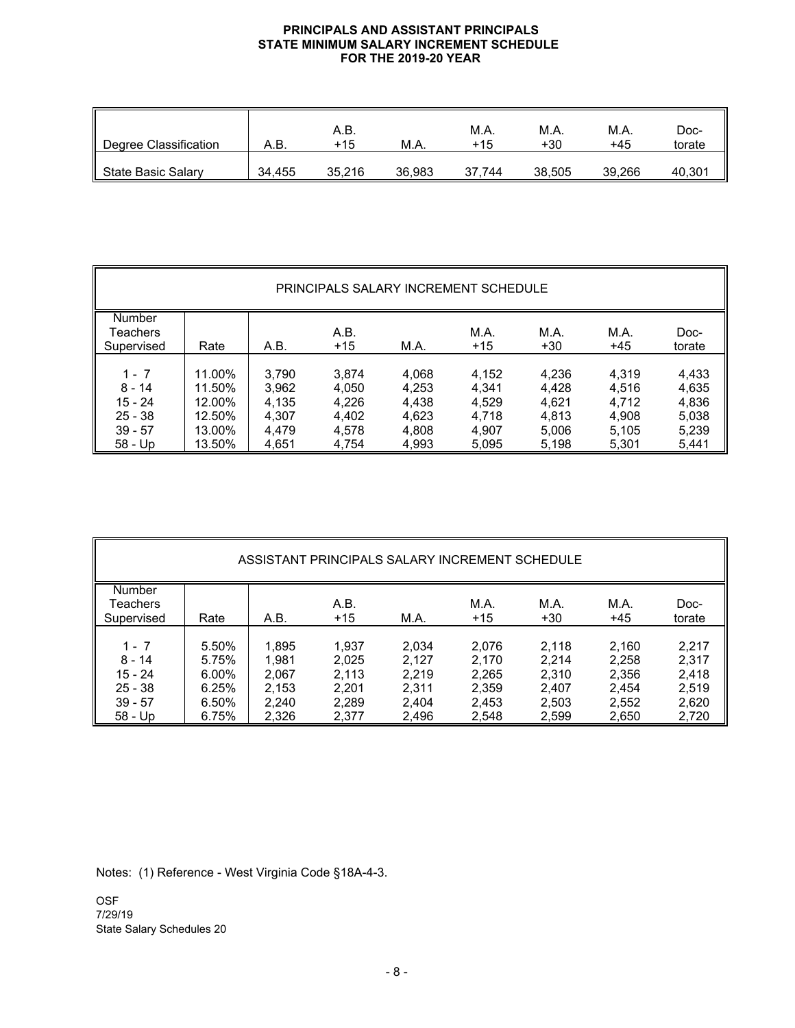# PRINCIPALS AND ASSISTANT PRINCIPALS STATE MINIMUM SALARY INCREMENT SCHEDULE FOR THE 2019-20 YEAR

| Degree Classification | A.B. | A.B. +15 | M.A. | M.A. +15 | M.A. +30 | M.A. +45 | Doc-torate |
|---|---|---|---|---|---|---|---|
| State Basic Salary | 34,455 | 35,216 | 36,983 | 37,744 | 38,505 | 39,266 | 40,301 |

## PRINCIPALS SALARY INCREMENT SCHEDULE

| Number Teachers Supervised | Rate | A.B. | A.B. +15 | M.A. | M.A. +15 | M.A. +30 | M.A. +45 | Doc-torate |
|---|---|---|---|---|---|---|---|---|
| 1 - 7 | 11.00% | 3,790 | 3,874 | 4,068 | 4,152 | 4,236 | 4,319 | 4,433 |
| 8 - 14 | 11.50% | 3,962 | 4,050 | 4,253 | 4,341 | 4,428 | 4,516 | 4,635 |
| 15 - 24 | 12.00% | 4,135 | 4,226 | 4,438 | 4,529 | 4,621 | 4,712 | 4,836 |
| 25 - 38 | 12.50% | 4,307 | 4,402 | 4,623 | 4,718 | 4,813 | 4,908 | 5,038 |
| 39 - 57 | 13.00% | 4,479 | 4,578 | 4,808 | 4,907 | 5,006 | 5,105 | 5,239 |
| 58 - Up | 13.50% | 4,651 | 4,754 | 4,993 | 5,095 | 5,198 | 5,301 | 5,441 |

## ASSISTANT PRINCIPALS SALARY INCREMENT SCHEDULE

| Number Teachers Supervised | Rate | A.B. | A.B. +15 | M.A. | M.A. +15 | M.A. +30 | M.A. +45 | Doc-torate |
|---|---|---|---|---|---|---|---|---|
| 1 - 7 | 5.50% | 1,895 | 1,937 | 2,034 | 2,076 | 2,118 | 2,160 | 2,217 |
| 8 - 14 | 5.75% | 1,981 | 2,025 | 2,127 | 2,170 | 2,214 | 2,258 | 2,317 |
| 15 - 24 | 6.00% | 2,067 | 2,113 | 2,219 | 2,265 | 2,310 | 2,356 | 2,418 |
| 25 - 38 | 6.25% | 2,153 | 2,201 | 2,311 | 2,359 | 2,407 | 2,454 | 2,519 |
| 39 - 57 | 6.50% | 2,240 | 2,289 | 2,404 | 2,453 | 2,503 | 2,552 | 2,620 |
| 58 - Up | 6.75% | 2,326 | 2,377 | 2,496 | 2,548 | 2,599 | 2,650 | 2,720 |

Notes: (1) Reference - West Virginia Code §18A-4-3.

OSF
7/29/19
State Salary Schedules 20